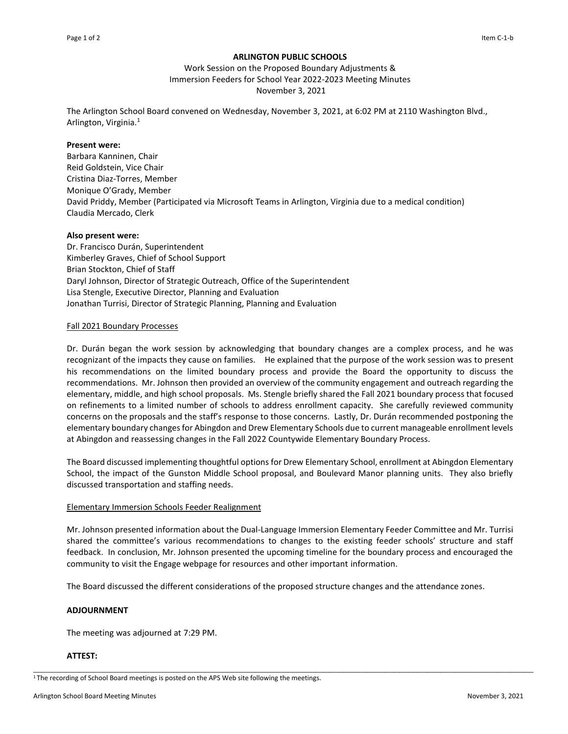**ARLINGTON PUBLIC SCHOOLS**

Work Session on the Proposed Boundary Adjustments &
Immersion Feeders for School Year 2022-2023 Meeting Minutes
November 3, 2021

The Arlington School Board convened on Wednesday, November 3, 2021, at 6:02 PM at 2110 Washington Blvd., Arlington, Virginia.[1]

**Present were:**
Barbara Kanninen, Chair
Reid Goldstein, Vice Chair
Cristina Diaz-Torres, Member
Monique O'Grady, Member
David Priddy, Member (Participated via Microsoft Teams in Arlington, Virginia due to a medical condition)
Claudia Mercado, Clerk

**Also present were:**
Dr. Francisco Durán, Superintendent
Kimberley Graves, Chief of School Support
Brian Stockton, Chief of Staff
Daryl Johnson, Director of Strategic Outreach, Office of the Superintendent
Lisa Stengle, Executive Director, Planning and Evaluation
Jonathan Turrisi, Director of Strategic Planning, Planning and Evaluation

Fall 2021 Boundary Processes

Dr. Durán began the work session by acknowledging that boundary changes are a complex process, and he was recognizant of the impacts they cause on families. He explained that the purpose of the work session was to present his recommendations on the limited boundary process and provide the Board the opportunity to discuss the recommendations. Mr. Johnson then provided an overview of the community engagement and outreach regarding the elementary, middle, and high school proposals. Ms. Stengle briefly shared the Fall 2021 boundary process that focused on refinements to a limited number of schools to address enrollment capacity. She carefully reviewed community concerns on the proposals and the staff's response to those concerns. Lastly, Dr. Durán recommended postponing the elementary boundary changes for Abingdon and Drew Elementary Schools due to current manageable enrollment levels at Abingdon and reassessing changes in the Fall 2022 Countywide Elementary Boundary Process.

The Board discussed implementing thoughtful options for Drew Elementary School, enrollment at Abingdon Elementary School, the impact of the Gunston Middle School proposal, and Boulevard Manor planning units. They also briefly discussed transportation and staffing needs.

Elementary Immersion Schools Feeder Realignment

Mr. Johnson presented information about the Dual-Language Immersion Elementary Feeder Committee and Mr. Turrisi shared the committee's various recommendations to changes to the existing feeder schools' structure and staff feedback. In conclusion, Mr. Johnson presented the upcoming timeline for the boundary process and encouraged the community to visit the Engage webpage for resources and other important information.

The Board discussed the different considerations of the proposed structure changes and the attendance zones.

**ADJOURNMENT**

The meeting was adjourned at 7:29 PM.

**ATTEST:**

---

[1] The recording of School Board meetings is posted on the APS Web site following the meetings.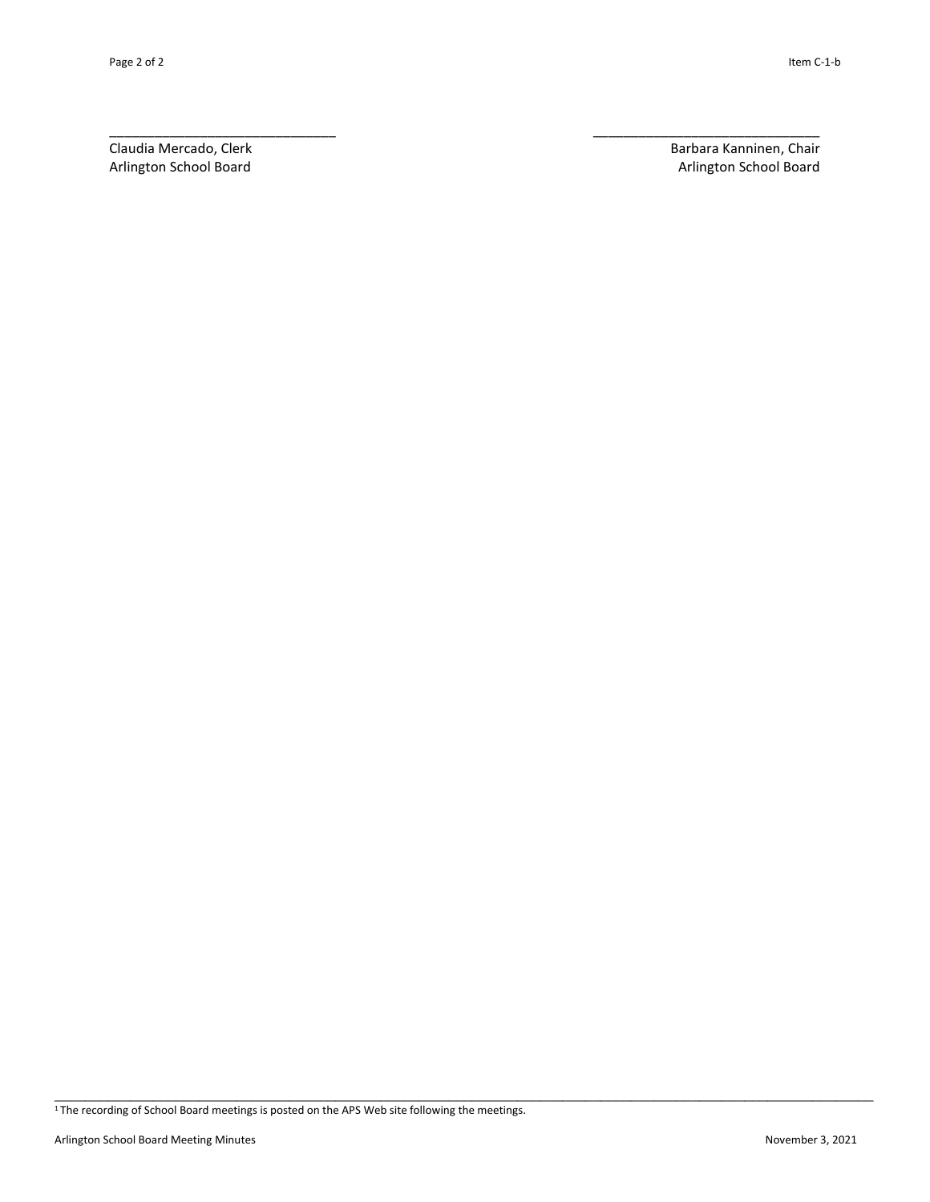_______________________________ _______________________________

Claudia Mercado, Clerk
Arlington School Board

Barbara Kanninen, Chair
Arlington School Board

[1] The recording of School Board meetings is posted on the APS Web site following the meetings.